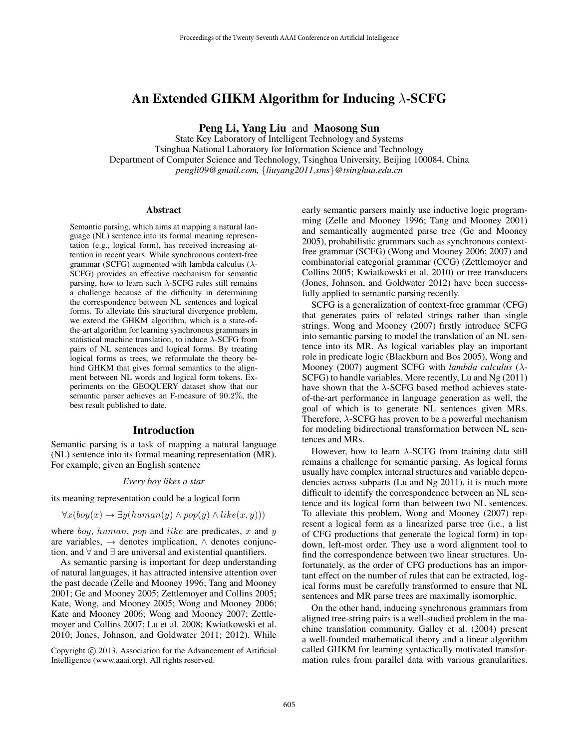# An Extended GHKM Algorithm for Inducing $\lambda$-SCFG

**Peng Li, Yang Liu** and **Maosong Sun**

State Key Laboratory of Intelligent Technology and Systems
Tsinghua National Laboratory for Information Science and Technology
Department of Computer Science and Technology, Tsinghua University, Beijing 100084, China
*pengli09@gmail.com, {liuyang2011,sms}@tsinghua.edu.cn*

## Abstract

Semantic parsing, which aims at mapping a natural language (NL) sentence into its formal meaning representation (e.g., logical form), has received increasing attention in recent years. While synchronous context-free grammar (SCFG) augmented with lambda calculus ($\lambda$-SCFG) provides an effective mechanism for semantic parsing, how to learn such $\lambda$-SCFG rules still remains a challenge because of the difficulty in determining the correspondence between NL sentences and logical forms. To alleviate this structural divergence problem, we extend the GHKM algorithm, which is a state-of-the-art algorithm for learning synchronous grammars in statistical machine translation, to induce $\lambda$-SCFG from pairs of NL sentences and logical forms. By treating logical forms as trees, we reformulate the theory behind GHKM that gives formal semantics to the alignment between NL words and logical form tokens. Experiments on the GEOQUERY dataset show that our semantic parser achieves an F-measure of 90.2%, the best result published to date.

## Introduction

Semantic parsing is a task of mapping a natural language (NL) sentence into its formal meaning representation (MR). For example, given an English sentence

*Every boy likes a star*

its meaning representation could be a logical form

$$\forall x(boy(x) \rightarrow \exists y(human(y) \wedge pop(y) \wedge like(x, y)))$$

where $boy$, $human$, $pop$ and $like$ are predicates, $x$ and $y$ are variables, $\rightarrow$ denotes implication, $\wedge$ denotes conjunction, and $\forall$ and $\exists$ are universal and existential quantifiers.

As semantic parsing is important for deep understanding of natural languages, it has attracted intensive attention over the past decade (Zelle and Mooney 1996; Tang and Mooney 2001; Ge and Mooney 2005; Zettlemoyer and Collins 2005; Kate, Wong, and Mooney 2005; Wong and Mooney 2006; Kate and Mooney 2006; Wong and Mooney 2007; Zettlemoyer and Collins 2007; Lu et al. 2008; Kwiatkowski et al. 2010; Jones, Johnson, and Goldwater 2011; 2012). While early semantic parsers mainly use inductive logic programming (Zelle and Mooney 1996; Tang and Mooney 2001) and semantically augmented parse tree (Ge and Mooney 2005), probabilistic grammars such as synchronous context-free grammar (SCFG) (Wong and Mooney 2006; 2007) and combinatorial categorial grammar (CCG) (Zettlemoyer and Collins 2005; Kwiatkowski et al. 2010) or tree transducers (Jones, Johnson, and Goldwater 2012) have been successfully applied to semantic parsing recently.

SCFG is a generalization of context-free grammar (CFG) that generates pairs of related strings rather than single strings. Wong and Mooney (2007) firstly introduce SCFG into semantic parsing to model the translation of an NL sentence into its MR. As logical variables play an important role in predicate logic (Blackburn and Bos 2005), Wong and Mooney (2007) augment SCFG with *lambda calculus* ($\lambda$-SCFG) to handle variables. More recently, Lu and Ng (2011) have shown that the $\lambda$-SCFG based method achieves state-of-the-art performance in language generation as well, the goal of which is to generate NL sentences given MRs. Therefore, $\lambda$-SCFG has proven to be a powerful mechanism for modeling bidirectional transformation between NL sentences and MRs.

However, how to learn $\lambda$-SCFG from training data still remains a challenge for semantic parsing. As logical forms usually have complex internal structures and variable dependencies across subparts (Lu and Ng 2011), it is much more difficult to identify the correspondence between an NL sentence and its logical form than between two NL sentences. To alleviate this problem, Wong and Mooney (2007) represent a logical form as a linearized parse tree (i.e., a list of CFG productions that generate the logical form) in top-down, left-most order. They use a word alignment tool to find the correspondence between two linear structures. Unfortunately, as the order of CFG productions has an important effect on the number of rules that can be extracted, logical forms must be carefully transformed to ensure that NL sentences and MR parse trees are maximally isomorphic.

On the other hand, inducing synchronous grammars from aligned tree-string pairs is a well-studied problem in the machine translation community. Galley et al. (2004) present a well-founded mathematical theory and a linear algorithm called GHKM for learning syntactically motivated transformation rules from parallel data with various granularities.

Copyright © 2013, Association for the Advancement of Artificial Intelligence (www.aaai.org). All rights reserved.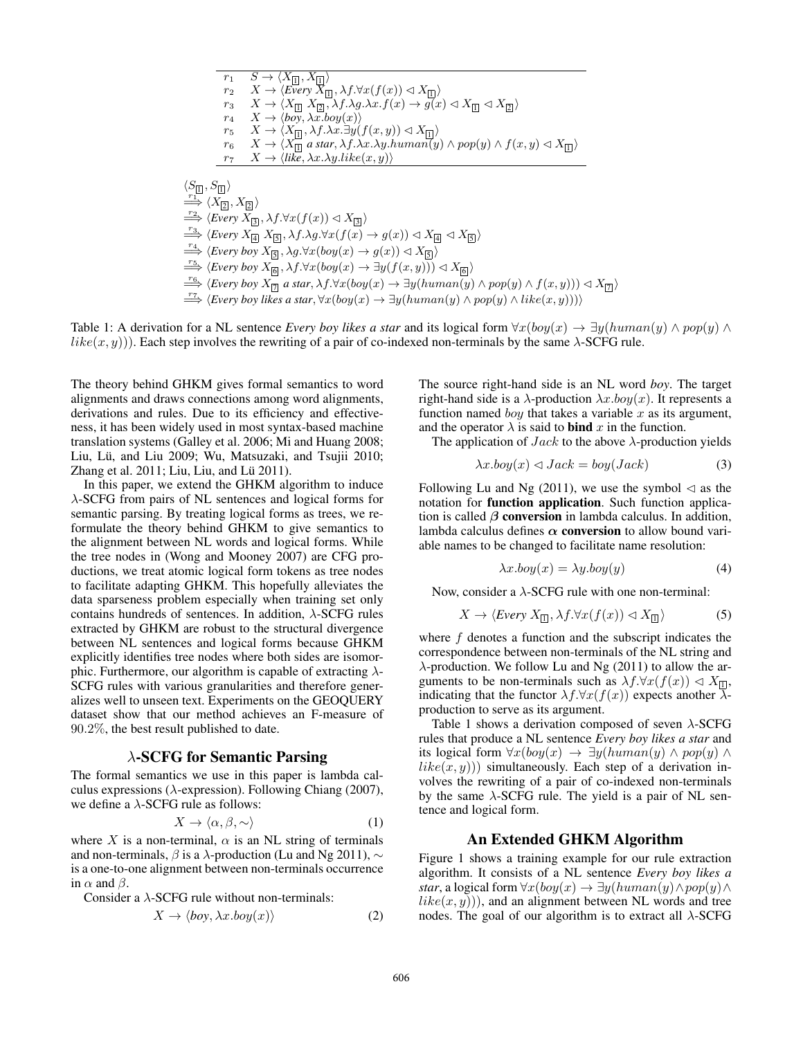| | |
|---|---|
| $r_1$ | $S \rightarrow \langle X_{\boxed{1}}, X_{\boxed{1}} \rangle$ |
| $r_2$ | $X \rightarrow \langle \textit{Every } X_{\boxed{1}}, \lambda f.\forall x(f(x)) \lhd X_{\boxed{1}} \rangle$ |
| $r_3$ | $X \rightarrow \langle X_{\boxed{1}}\ X_{\boxed{2}}, \lambda f.\lambda g.\lambda x.f(x) \rightarrow g(x) \lhd X_{\boxed{1}} \lhd X_{\boxed{2}} \rangle$ |
| $r_4$ | $X \rightarrow \langle \textit{boy}, \lambda x.boy(x) \rangle$ |
| $r_5$ | $X \rightarrow \langle X_{\boxed{1}}, \lambda f.\lambda x.\exists y(f(x,y)) \lhd X_{\boxed{1}} \rangle$ |
| $r_6$ | $X \rightarrow \langle X_{\boxed{1}} \textit{ a star}, \lambda f.\lambda x.\lambda y.human(y) \wedge pop(y) \wedge f(x,y) \lhd X_{\boxed{1}} \rangle$ |
| $r_7$ | $X \rightarrow \langle \textit{like}, \lambda x.\lambda y.like(x,y) \rangle$ |

$\langle S_{\boxed{1}}, S_{\boxed{1}} \rangle$
$\xrightarrow{r_1} \langle X_{\boxed{2}}, X_{\boxed{2}} \rangle$
$\xrightarrow{r_2} \langle \textit{Every } X_{\boxed{3}}, \lambda f.\forall x(f(x)) \lhd X_{\boxed{3}} \rangle$
$\xrightarrow{r_3} \langle \textit{Every } X_{\boxed{4}}\ X_{\boxed{5}}, \lambda f.\lambda g.\forall x(f(x) \rightarrow g(x)) \lhd X_{\boxed{4}} \lhd X_{\boxed{5}} \rangle$
$\xrightarrow{r_4} \langle \textit{Every boy } X_{\boxed{5}}, \lambda g.\forall x(boy(x) \rightarrow g(x)) \lhd X_{\boxed{5}} \rangle$
$\xrightarrow{r_5} \langle \textit{Every boy } X_{\boxed{6}}, \lambda f.\forall x(boy(x) \rightarrow \exists y(f(x,y))) \lhd X_{\boxed{6}} \rangle$
$\xrightarrow{r_6} \langle \textit{Every boy } X_{\boxed{7}} \textit{ a star}, \lambda f.\forall x(boy(x) \rightarrow \exists y(human(y) \wedge pop(y) \wedge f(x,y))) \lhd X_{\boxed{7}} \rangle$
$\xrightarrow{r_7} \langle \textit{Every boy likes a star}, \forall x(boy(x) \rightarrow \exists y(human(y) \wedge pop(y) \wedge like(x,y))) \rangle$

Table 1: A derivation for a NL sentence *Every boy likes a star* and its logical form $\forall x(boy(x) \rightarrow \exists y(human(y) \wedge pop(y) \wedge like(x,y)))$. Each step involves the rewriting of a pair of co-indexed non-terminals by the same $\lambda$-SCFG rule.

The theory behind GHKM gives formal semantics to word alignments and draws connections among word alignments, derivations and rules. Due to its efficiency and effectiveness, it has been widely used in most syntax-based machine translation systems (Galley et al. 2006; Mi and Huang 2008; Liu, Lü, and Liu 2009; Wu, Matsuzaki, and Tsujii 2010; Zhang et al. 2011; Liu, Liu, and Lü 2011).

In this paper, we extend the GHKM algorithm to induce $\lambda$-SCFG from pairs of NL sentences and logical forms for semantic parsing. By treating logical forms as trees, we reformulate the theory behind GHKM to give semantics to the alignment between NL words and logical forms. While the tree nodes in (Wong and Mooney 2007) are CFG productions, we treat atomic logical form tokens as tree nodes to facilitate adapting GHKM. This hopefully alleviates the data sparseness problem especially when training set only contains hundreds of sentences. In addition, $\lambda$-SCFG rules extracted by GHKM are robust to the structural divergence between NL sentences and logical forms because GHKM explicitly identifies tree nodes where both sides are isomorphic. Furthermore, our algorithm is capable of extracting $\lambda$-SCFG rules with various granularities and therefore generalizes well to unseen text. Experiments on the GEOQUERY dataset show that our method achieves an F-measure of 90.2%, the best result published to date.

## $\lambda$-SCFG for Semantic Parsing

The formal semantics we use in this paper is lambda calculus expressions ($\lambda$-expression). Following Chiang (2007), we define a $\lambda$-SCFG rule as follows:

$$X \rightarrow \langle \alpha, \beta, \sim \rangle \tag{1}$$

where $X$ is a non-terminal, $\alpha$ is an NL string of terminals and non-terminals, $\beta$ is a $\lambda$-production (Lu and Ng 2011), $\sim$ is a one-to-one alignment between non-terminals occurrence in $\alpha$ and $\beta$.

Consider a $\lambda$-SCFG rule without non-terminals:

$$X \rightarrow \langle boy, \lambda x.boy(x) \rangle \tag{2}$$

The source right-hand side is an NL word *boy*. The target right-hand side is a $\lambda$-production $\lambda x.boy(x)$. It represents a function named $boy$ that takes a variable $x$ as its argument, and the operator $\lambda$ is said to **bind** $x$ in the function.

The application of $Jack$ to the above $\lambda$-production yields

$$\lambda x.boy(x) \lhd Jack = boy(Jack) \tag{3}$$

Following Lu and Ng (2011), we use the symbol $\lhd$ as the notation for **function application**. Such function application is called $\boldsymbol{\beta}$ **conversion** in lambda calculus. In addition, lambda calculus defines $\boldsymbol{\alpha}$ **conversion** to allow bound variable names to be changed to facilitate name resolution:

$$\lambda x.boy(x) = \lambda y.boy(y) \tag{4}$$

Now, consider a $\lambda$-SCFG rule with one non-terminal:

$$X \rightarrow \langle \textit{Every } X_{\boxed{1}}, \lambda f.\forall x(f(x)) \lhd X_{\boxed{1}} \rangle \tag{5}$$

where $f$ denotes a function and the subscript indicates the correspondence between non-terminals of the NL string and $\lambda$-production. We follow Lu and Ng (2011) to allow the arguments to be non-terminals such as $\lambda f.\forall x(f(x)) \lhd X_{\boxed{1}}$, indicating that the functor $\lambda f.\forall x(f(x))$ expects another $\lambda$-production to serve as its argument.

Table 1 shows a derivation composed of seven $\lambda$-SCFG rules that produce a NL sentence *Every boy likes a star* and its logical form $\forall x(boy(x) \rightarrow \exists y(human(y) \wedge pop(y) \wedge like(x,y)))$ simultaneously. Each step of a derivation involves the rewriting of a pair of co-indexed non-terminals by the same $\lambda$-SCFG rule. The yield is a pair of NL sentence and logical form.

## An Extended GHKM Algorithm

Figure 1 shows a training example for our rule extraction algorithm. It consists of a NL sentence *Every boy likes a star*, a logical form $\forall x(boy(x) \rightarrow \exists y(human(y) \wedge pop(y) \wedge like(x,y)))$, and an alignment between NL words and tree nodes. The goal of our algorithm is to extract all $\lambda$-SCFG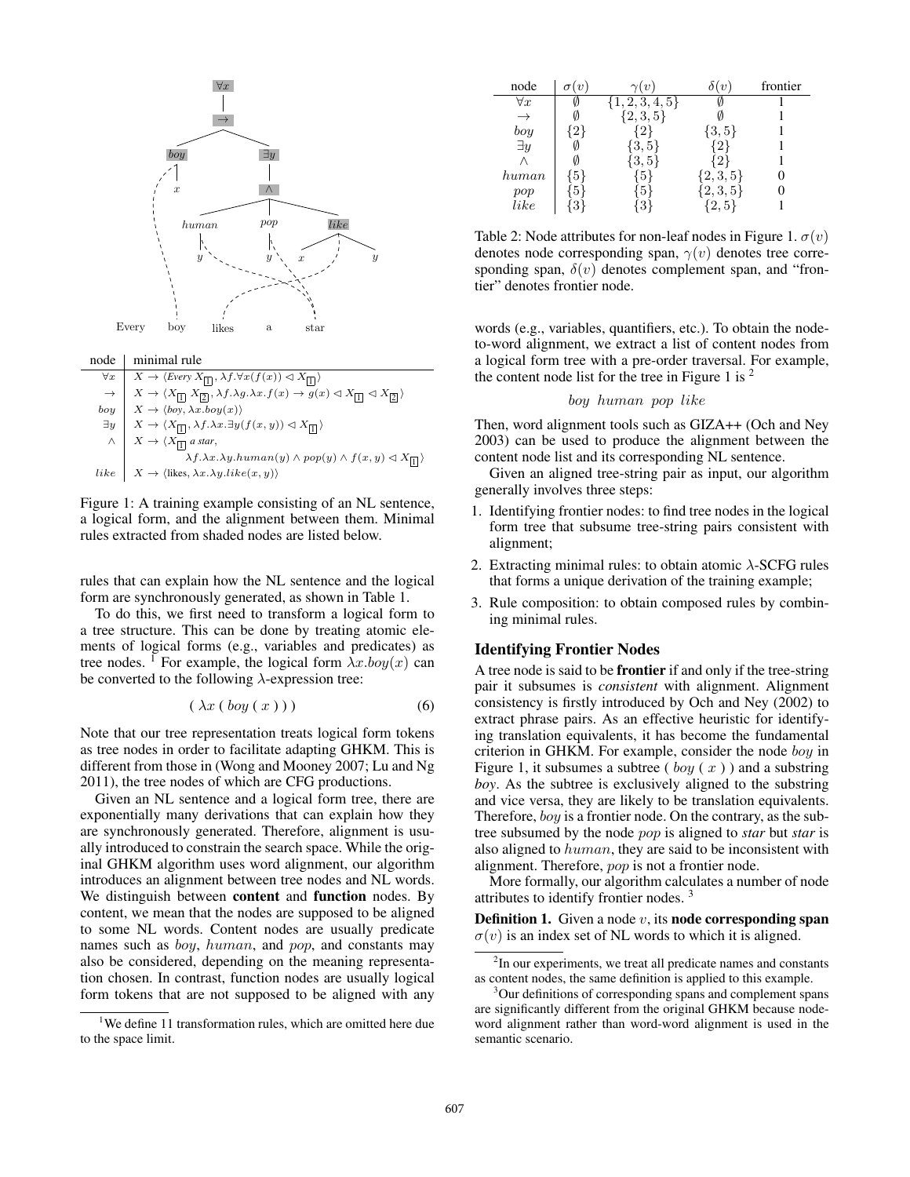| node | minimal rule |
|---|---|
| $\forall x$ | $X \to \langle Every\ X_{\boxed{1}}, \lambda f.\forall x(f(x)) \lhd X_{\boxed{1}} \rangle$ |
| $\to$ | $X \to \langle X_{\boxed{1}}\ X_{\boxed{2}}, \lambda f.\lambda g.\lambda x.f(x) \to g(x) \lhd X_{\boxed{1}} \lhd X_{\boxed{2}} \rangle$ |
| $boy$ | $X \to \langle boy, \lambda x.boy(x) \rangle$ |
| $\exists y$ | $X \to \langle X_{\boxed{1}}, \lambda f.\lambda x.\exists y(f(x,y)) \lhd X_{\boxed{1}} \rangle$ |
| $\wedge$ | $X \to \langle X_{\boxed{1}}\ a\ star, \lambda f.\lambda x.\lambda y.human(y) \wedge pop(y) \wedge f(x,y) \lhd X_{\boxed{1}} \rangle$ |
| $like$ | $X \to \langle likes, \lambda x.\lambda y.like(x,y) \rangle$ |

Figure 1: A training example consisting of an NL sentence, a logical form, and the alignment between them. Minimal rules extracted from shaded nodes are listed below.

rules that can explain how the NL sentence and the logical form are synchronously generated, as shown in Table 1.

To do this, we first need to transform a logical form to a tree structure. This can be done by treating atomic elements of logical forms (e.g., variables and predicates) as tree nodes. [1] For example, the logical form $\lambda x.boy(x)$ can be converted to the following $\lambda$-expression tree:

$$( \lambda x ( boy ( x ) ) ) \tag{6}$$

Note that our tree representation treats logical form tokens as tree nodes in order to facilitate adapting GHKM. This is different from those in (Wong and Mooney 2007; Lu and Ng 2011), the tree nodes of which are CFG productions.

Given an NL sentence and a logical form tree, there are exponentially many derivations that can explain how they are synchronously generated. Therefore, alignment is usually introduced to constrain the search space. While the original GHKM algorithm uses word alignment, our algorithm introduces an alignment between tree nodes and NL words. We distinguish between **content** and **function** nodes. By content, we mean that the nodes are supposed to be aligned to some NL words. Content nodes are usually predicate names such as $boy$, $human$, and $pop$, and constants may also be considered, depending on the meaning representation chosen. In contrast, function nodes are usually logical form tokens that are not supposed to be aligned with any

[1] We define 11 transformation rules, which are omitted here due to the space limit.

| node | $\sigma(v)$ | $\gamma(v)$ | $\delta(v)$ | frontier |
|---|---|---|---|---|
| $\forall x$ | $\emptyset$ | $\{1,2,3,4,5\}$ | $\emptyset$ | 1 |
| $\to$ | $\emptyset$ | $\{2,3,5\}$ | $\emptyset$ | 1 |
| $boy$ | $\{2\}$ | $\{2\}$ | $\{3,5\}$ | 1 |
| $\exists y$ | $\emptyset$ | $\{3,5\}$ | $\{2\}$ | 1 |
| $\wedge$ | $\emptyset$ | $\{3,5\}$ | $\{2\}$ | 1 |
| $human$ | $\{5\}$ | $\{5\}$ | $\{2,3,5\}$ | 0 |
| $pop$ | $\{5\}$ | $\{5\}$ | $\{2,3,5\}$ | 0 |
| $like$ | $\{3\}$ | $\{3\}$ | $\{2,5\}$ | 1 |

Table 2: Node attributes for non-leaf nodes in Figure 1. $\sigma(v)$ denotes node corresponding span, $\gamma(v)$ denotes tree corresponding span, $\delta(v)$ denotes complement span, and "frontier" denotes frontier node.

words (e.g., variables, quantifiers, etc.). To obtain the node-to-word alignment, we extract a list of content nodes from a logical form tree with a pre-order traversal. For example, the content node list for the tree in Figure 1 is [2]

$$boy\ human\ pop\ like$$

Then, word alignment tools such as GIZA++ (Och and Ney 2003) can be used to produce the alignment between the content node list and its corresponding NL sentence.

Given an aligned tree-string pair as input, our algorithm generally involves three steps:

1. Identifying frontier nodes: to find tree nodes in the logical form tree that subsume tree-string pairs consistent with alignment;
2. Extracting minimal rules: to obtain atomic $\lambda$-SCFG rules that forms a unique derivation of the training example;
3. Rule composition: to obtain composed rules by combining minimal rules.

## Identifying Frontier Nodes

A tree node is said to be **frontier** if and only if the tree-string pair it subsumes is *consistent* with alignment. Alignment consistency is firstly introduced by Och and Ney (2002) to extract phrase pairs. As an effective heuristic for identifying translation equivalents, it has become the fundamental criterion in GHKM. For example, consider the node $boy$ in Figure 1, it subsumes a subtree ( $boy$ ( $x$ ) ) and a substring *boy*. As the subtree is exclusively aligned to the substring and vice versa, they are likely to be translation equivalents. Therefore, $boy$ is a frontier node. On the contrary, as the subtree subsumed by the node $pop$ is aligned to *star* but *star* is also aligned to $human$, they are said to be inconsistent with alignment. Therefore, $pop$ is not a frontier node.

More formally, our algorithm calculates a number of node attributes to identify frontier nodes. [3]

**Definition 1.** Given a node $v$, its **node corresponding span** $\sigma(v)$ is an index set of NL words to which it is aligned.

[2] In our experiments, we treat all predicate names and constants as content nodes, the same definition is applied to this example.

[3] Our definitions of corresponding spans and complement spans are significantly different from the original GHKM because node-word alignment rather than word-word alignment is used in the semantic scenario.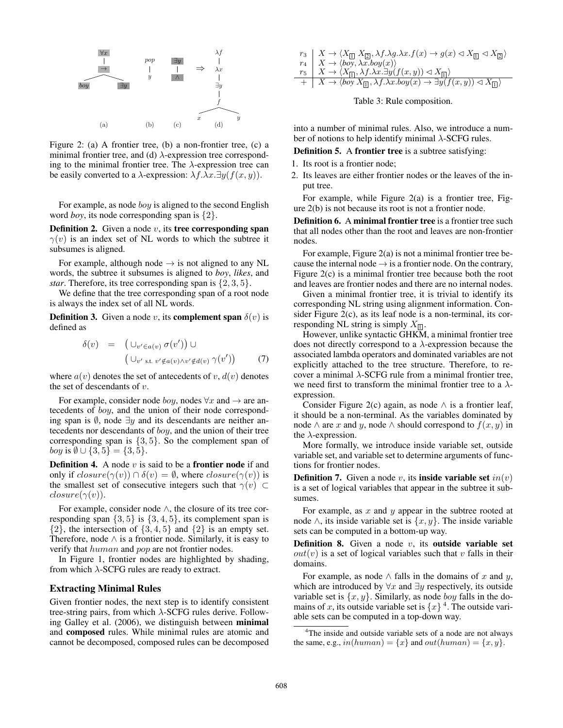Figure 2: (a) A frontier tree, (b) a non-frontier tree, (c) a minimal frontier tree, and (d) $\lambda$-expression tree corresponding to the minimal frontier tree. The $\lambda$-expression tree can be easily converted to a $\lambda$-expression: $\lambda f.\lambda x.\exists y(f(x,y))$.

For example, as node *boy* is aligned to the second English word *boy*, its node corresponding span is $\{2\}$.

**Definition 2.** Given a node $v$, its **tree corresponding span** $\gamma(v)$ is an index set of NL words to which the subtree it subsumes is aligned.

For example, although node $\rightarrow$ is not aligned to any NL words, the subtree it subsumes is aligned to *boy*, *likes*, and *star*. Therefore, its tree corresponding span is $\{2, 3, 5\}$.

We define that the tree corresponding span of a root node is always the index set of all NL words.

**Definition 3.** Given a node $v$, its **complement span** $\delta(v)$ is defined as

$$\delta(v) = \left(\cup_{v' \in a(v)} \sigma(v')\right) \cup \left(\cup_{v' \text{ s.t. } v' \notin a(v) \wedge v' \notin d(v)} \gamma(v')\right) \quad (7)$$

where $a(v)$ denotes the set of antecedents of $v$, $d(v)$ denotes the set of descendants of $v$.

For example, consider node *boy*, nodes $\forall x$ and $\rightarrow$ are antecedents of *boy*, and the union of their node corresponding span is $\emptyset$, node $\exists y$ and its descendants are neither antecedents nor descendants of *boy*, and the union of their tree corresponding span is $\{3, 5\}$. So the complement span of *boy* is $\emptyset \cup \{3, 5\} = \{3, 5\}$.

**Definition 4.** A node $v$ is said to be a **frontier node** if and only if $closure(\gamma(v)) \cap \delta(v) = \emptyset$, where $closure(\gamma(v))$ is the smallest set of consecutive integers such that $\gamma(v) \subset closure(\gamma(v))$.

For example, consider node $\wedge$, the closure of its tree corresponding span $\{3, 5\}$ is $\{3, 4, 5\}$, its complement span is $\{2\}$, the intersection of $\{3, 4, 5\}$ and $\{2\}$ is an empty set. Therefore, node $\wedge$ is a frontier node. Similarly, it is easy to verify that *human* and *pop* are not frontier nodes.

In Figure 1, frontier nodes are highlighted by shading, from which $\lambda$-SCFG rules are ready to extract.

### Extracting Minimal Rules

Given frontier nodes, the next step is to identify consistent tree-string pairs, from which $\lambda$-SCFG rules derive. Following Galley et al. (2006), we distinguish between **minimal** and **composed** rules. While minimal rules are atomic and cannot be decomposed, composed rules can be decomposed into a number of minimal rules. Also, we introduce a number of notions to help identify minimal $\lambda$-SCFG rules.

| | |
|---|---|
| $r_3$ | $X \rightarrow \langle X_{\boxed{1}}\ X_{\boxed{2}}, \lambda f.\lambda g.\lambda x.f(x) \rightarrow g(x) \lhd X_{\boxed{1}} \lhd X_{\boxed{2}} \rangle$ |
| $r_4$ | $X \rightarrow \langle boy, \lambda x.boy(x) \rangle$ |
| $r_5$ | $X \rightarrow \langle X_{\boxed{1}}, \lambda f.\lambda x.\exists y(f(x,y)) \lhd X_{\boxed{1}} \rangle$ |
| + | $X \rightarrow \langle boy\ X_{\boxed{1}}, \lambda f.\lambda x.boy(x) \rightarrow \exists y(f(x,y)) \lhd X_{\boxed{1}} \rangle$ |

Table 3: Rule composition.

**Definition 5.** A **frontier tree** is a subtree satisfying:

1. Its root is a frontier node;
2. Its leaves are either frontier nodes or the leaves of the input tree.

For example, while Figure 2(a) is a frontier tree, Figure 2(b) is not because its root is not a frontier node.

**Definition 6.** A **minimal frontier tree** is a frontier tree such that all nodes other than the root and leaves are non-frontier nodes.

For example, Figure 2(a) is not a minimal frontier tree because the internal node $\rightarrow$ is a frontier node. On the contrary, Figure 2(c) is a minimal frontier tree because both the root and leaves are frontier nodes and there are no internal nodes.

Given a minimal frontier tree, it is trivial to identify its corresponding NL string using alignment information. Consider Figure 2(c), as its leaf node is a non-terminal, its corresponding NL string is simply $X_{\boxed{1}}$.

However, unlike syntactic GHKM, a minimal frontier tree does not directly correspond to a $\lambda$-expression because the associated lambda operators and dominated variables are not explicitly attached to the tree structure. Therefore, to recover a minimal $\lambda$-SCFG rule from a minimal frontier tree, we need first to transform the minimal frontier tree to a $\lambda$-expression.

Consider Figure 2(c) again, as node $\wedge$ is a frontier leaf, it should be a non-terminal. As the variables dominated by node $\wedge$ are $x$ and $y$, node $\wedge$ should correspond to $f(x, y)$ in the $\lambda$-expression.

More formally, we introduce inside variable set, outside variable set, and variable set to determine arguments of functions for frontier nodes.

**Definition 7.** Given a node $v$, its **inside variable set** $in(v)$ is a set of logical variables that appear in the subtree it subsumes.

For example, as $x$ and $y$ appear in the subtree rooted at node $\wedge$, its inside variable set is $\{x, y\}$. The inside variable sets can be computed in a bottom-up way.

**Definition 8.** Given a node $v$, its **outside variable set** $out(v)$ is a set of logical variables such that $v$ falls in their domains.

For example, as node $\wedge$ falls in the domains of $x$ and $y$, which are introduced by $\forall x$ and $\exists y$ respectively, its outside variable set is $\{x, y\}$. Similarly, as node *boy* falls in the domains of $x$, its outside variable set is $\{x\}$ [4]. The outside variable sets can be computed in a top-down way.

[4] The inside and outside variable sets of a node are not always the same, e.g., $in(human) = \{x\}$ and $out(human) = \{x, y\}$.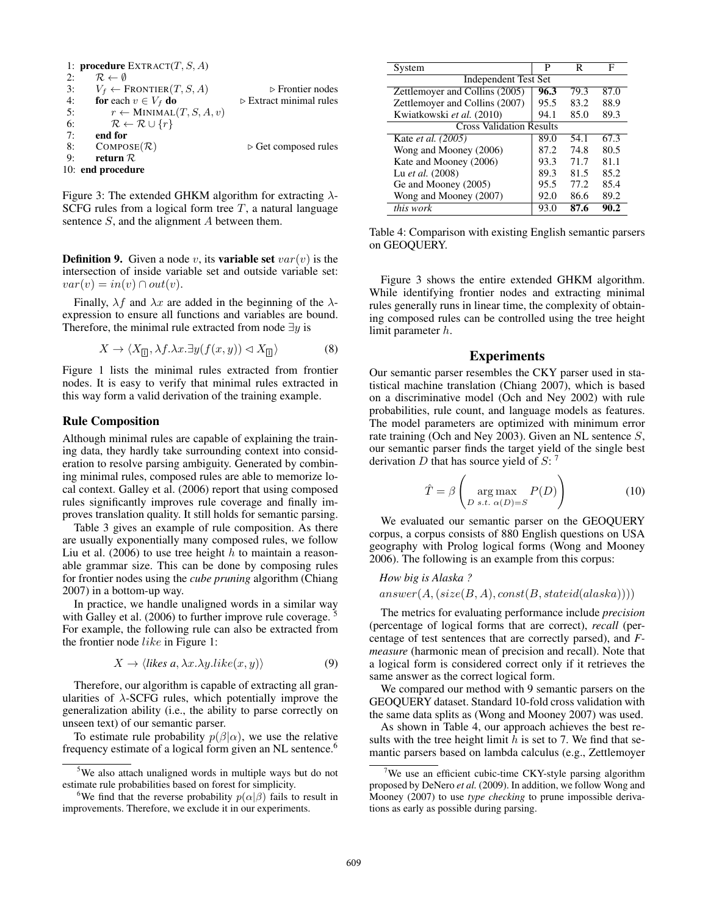```
1: procedure EXTRACT(T, S, A)
2:     R ← ∅
3:     V_f ← FRONTIER(T, S, A)                ▷ Frontier nodes
4:     for each v ∈ V_f do                    ▷ Extract minimal rules
5:         r ← MINIMAL(T, S, A, v)
6:         R ← R ∪ {r}
7:     end for
8:     COMPOSE(R)                             ▷ Get composed rules
9:     return R
10: end procedure
```

Figure 3: The extended GHKM algorithm for extracting $\lambda$-SCFG rules from a logical form tree $T$, a natural language sentence $S$, and the alignment $A$ between them.

**Definition 9.** Given a node $v$, its **variable set** $var(v)$ is the intersection of inside variable set and outside variable set: $var(v) = in(v) \cap out(v)$.

Finally, $\lambda f$ and $\lambda x$ are added in the beginning of the $\lambda$-expression to ensure all functions and variables are bound. Therefore, the minimal rule extracted from node $\exists y$ is

$$X \rightarrow \langle X_{\boxed{1}}, \lambda f.\lambda x.\exists y(f(x,y)) \lhd X_{\boxed{1}} \rangle \tag{8}$$

Figure 1 lists the minimal rules extracted from frontier nodes. It is easy to verify that minimal rules extracted in this way form a valid derivation of the training example.

### Rule Composition

Although minimal rules are capable of explaining the training data, they hardly take surrounding context into consideration to resolve parsing ambiguity. Generated by combining minimal rules, composed rules are able to memorize local context. Galley et al. (2006) report that using composed rules significantly improves rule coverage and finally improves translation quality. It still holds for semantic parsing.

Table 3 gives an example of rule composition. As there are usually exponentially many composed rules, we follow Liu et al. (2006) to use tree height $h$ to maintain a reasonable grammar size. This can be done by composing rules for frontier nodes using the *cube pruning* algorithm (Chiang 2007) in a bottom-up way.

In practice, we handle unaligned words in a similar way with Galley et al. (2006) to further improve rule coverage. [5] For example, the following rule can also be extracted from the frontier node $like$ in Figure 1:

$$X \rightarrow \langle \textit{likes a}, \lambda x.\lambda y.like(x,y) \rangle \tag{9}$$

Therefore, our algorithm is capable of extracting all granularities of $\lambda$-SCFG rules, which potentially improve the generalization ability (i.e., the ability to parse correctly on unseen text) of our semantic parser.

To estimate rule probability $p(\beta|\alpha)$, we use the relative frequency estimate of a logical form given an NL sentence.[6]

[5] We also attach unaligned words in multiple ways but do not estimate rule probabilities based on forest for simplicity.

[6] We find that the reverse probability $p(\alpha|\beta)$ fails to result in improvements. Therefore, we exclude it in our experiments.

| System | P | R | F |
|---|---|---|---|
| Independent Test Set | | | |
| Zettlemoyer and Collins (2005) | **96.3** | 79.3 | 87.0 |
| Zettlemoyer and Collins (2007) | 95.5 | 83.2 | 88.9 |
| Kwiatkowski *et al.* (2010) | 94.1 | 85.0 | 89.3 |
| Cross Validation Results | | | |
| Kate *et al.* (2005) | 89.0 | 54.1 | 67.3 |
| Wong and Mooney (2006) | 87.2 | 74.8 | 80.5 |
| Kate and Mooney (2006) | 93.3 | 71.7 | 81.1 |
| Lu *et al.* (2008) | 89.3 | 81.5 | 85.2 |
| Ge and Mooney (2005) | 95.5 | 77.2 | 85.4 |
| Wong and Mooney (2007) | 92.0 | 86.6 | 89.2 |
| *this work* | 93.0 | **87.6** | **90.2** |

Table 4: Comparison with existing English semantic parsers on GEOQUERY.

Figure 3 shows the entire extended GHKM algorithm. While identifying frontier nodes and extracting minimal rules generally runs in linear time, the complexity of obtaining composed rules can be controlled using the tree height limit parameter $h$.

## Experiments

Our semantic parser resembles the CKY parser used in statistical machine translation (Chiang 2007), which is based on a discriminative model (Och and Ney 2002) with rule probabilities, rule count, and language models as features. The model parameters are optimized with minimum error rate training (Och and Ney 2003). Given an NL sentence $S$, our semantic parser finds the target yield of the single best derivation $D$ that has source yield of $S$: [7]

$$\hat{T} = \beta\left(\underset{D \ s.t. \ \alpha(D)=S}{\arg\max} P(D)\right) \tag{10}$$

We evaluated our semantic parser on the GEOQUERY corpus, a corpus consists of 880 English questions on USA geography with Prolog logical forms (Wong and Mooney 2006). The following is an example from this corpus:

*How big is Alaska ?*

$answer(A, (size(B, A), const(B, stateid(alaska))))$

The metrics for evaluating performance include *precision* (percentage of logical forms that are correct), *recall* (percentage of test sentences that are correctly parsed), and *F-measure* (harmonic mean of precision and recall). Note that a logical form is considered correct only if it retrieves the same answer as the correct logical form.

We compared our method with 9 semantic parsers on the GEOQUERY dataset. Standard 10-fold cross validation with the same data splits as (Wong and Mooney 2007) was used.

As shown in Table 4, our approach achieves the best results with the tree height limit $h$ is set to 7. We find that semantic parsers based on lambda calculus (e.g., Zettlemoyer

[7] We use an efficient cubic-time CKY-style parsing algorithm proposed by DeNero *et al.* (2009). In addition, we follow Wong and Mooney (2007) to use *type checking* to prune impossible derivations as early as possible during parsing.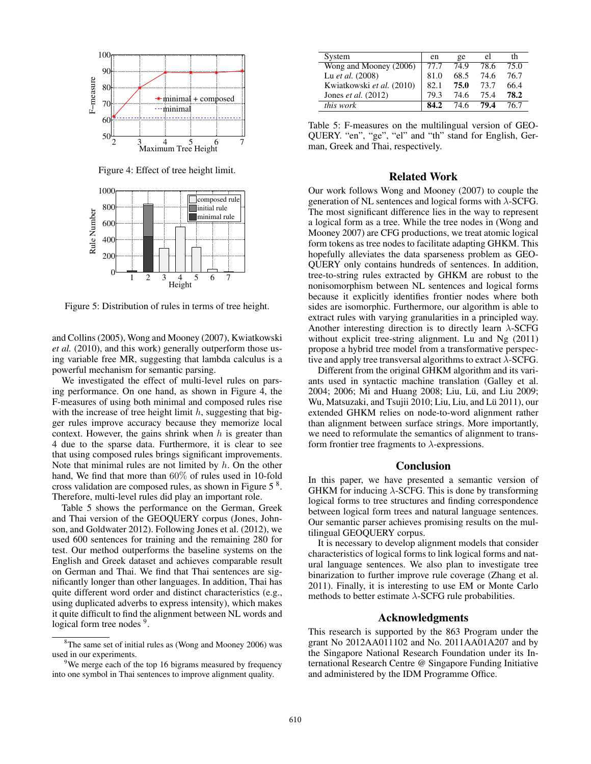Figure 4: Effect of tree height limit.

Figure 5: Distribution of rules in terms of tree height.

and Collins (2005), Wong and Mooney (2007), Kwiatkowski *et al.* (2010), and this work) generally outperform those using variable free MR, suggesting that lambda calculus is a powerful mechanism for semantic parsing.

We investigated the effect of multi-level rules on parsing performance. On one hand, as shown in Figure 4, the F-measures of using both minimal and composed rules rise with the increase of tree height limit $h$, suggesting that bigger rules improve accuracy because they memorize local context. However, the gains shrink when $h$ is greater than 4 due to the sparse data. Furthermore, it is clear to see that using composed rules brings significant improvements. Note that minimal rules are not limited by $h$. On the other hand, We find that more than 60% of rules used in 10-fold cross validation are composed rules, as shown in Figure 5 [8]. Therefore, multi-level rules did play an important role.

Table 5 shows the performance on the German, Greek and Thai version of the GEOQUERY corpus (Jones, Johnson, and Goldwater 2012). Following Jones et al. (2012), we used 600 sentences for training and the remaining 280 for test. Our method outperforms the baseline systems on the English and Greek dataset and achieves comparable result on German and Thai. We find that Thai sentences are significantly longer than other languages. In addition, Thai has quite different word order and distinct characteristics (e.g., using duplicated adverbs to express intensity), which makes it quite difficult to find the alignment between NL words and logical form tree nodes [9].

[8] The same set of initial rules as (Wong and Mooney 2006) was used in our experiments.

[9] We merge each of the top 16 bigrams measured by frequency into one symbol in Thai sentences to improve alignment quality.

| System | en | ge | el | th |
|---|---|---|---|---|
| Wong and Mooney (2006) | 77.7 | 74.9 | 78.6 | 75.0 |
| Lu *et al.* (2008) | 81.0 | 68.5 | 74.6 | 76.7 |
| Kwiatkowski *et al.* (2010) | 82.1 | **75.0** | 73.7 | 66.4 |
| Jones *et al.* (2012) | 79.3 | 74.6 | 75.4 | **78.2** |
| *this work* | **84.2** | 74.6 | **79.4** | 76.7 |

Table 5: F-measures on the multilingual version of GEOQUERY. "en", "ge", "el" and "th" stand for English, German, Greek and Thai, respectively.

## Related Work

Our work follows Wong and Mooney (2007) to couple the generation of NL sentences and logical forms with $\lambda$-SCFG. The most significant difference lies in the way to represent a logical form as a tree. While the tree nodes in (Wong and Mooney 2007) are CFG productions, we treat atomic logical form tokens as tree nodes to facilitate adapting GHKM. This hopefully alleviates the data sparseness problem as GEOQUERY only contains hundreds of sentences. In addition, tree-to-string rules extracted by GHKM are robust to the nonisomorphism between NL sentences and logical forms because it explicitly identifies frontier nodes where both sides are isomorphic. Furthermore, our algorithm is able to extract rules with varying granularities in a principled way. Another interesting direction is to directly learn $\lambda$-SCFG without explicit tree-string alignment. Lu and Ng (2011) propose a hybrid tree model from a transformative perspective and apply tree transversal algorithms to extract $\lambda$-SCFG.

Different from the original GHKM algorithm and its variants used in syntactic machine translation (Galley et al. 2004; 2006; Mi and Huang 2008; Liu, Lü, and Liu 2009; Wu, Matsuzaki, and Tsujii 2010; Liu, Liu, and Lü 2011), our extended GHKM relies on node-to-word alignment rather than alignment between surface strings. More importantly, we need to reformulate the semantics of alignment to transform frontier tree fragments to $\lambda$-expressions.

## Conclusion

In this paper, we have presented a semantic version of GHKM for inducing $\lambda$-SCFG. This is done by transforming logical forms to tree structures and finding correspondence between logical form trees and natural language sentences. Our semantic parser achieves promising results on the multilingual GEOQUERY corpus.

It is necessary to develop alignment models that consider characteristics of logical forms to link logical forms and natural language sentences. We also plan to investigate tree binarization to further improve rule coverage (Zhang et al. 2011). Finally, it is interesting to use EM or Monte Carlo methods to better estimate $\lambda$-SCFG rule probabilities.

## Acknowledgments

This research is supported by the 863 Program under the grant No 2012AA011102 and No. 2011AA01A207 and by the Singapore National Research Foundation under its International Research Centre @ Singapore Funding Initiative and administered by the IDM Programme Office.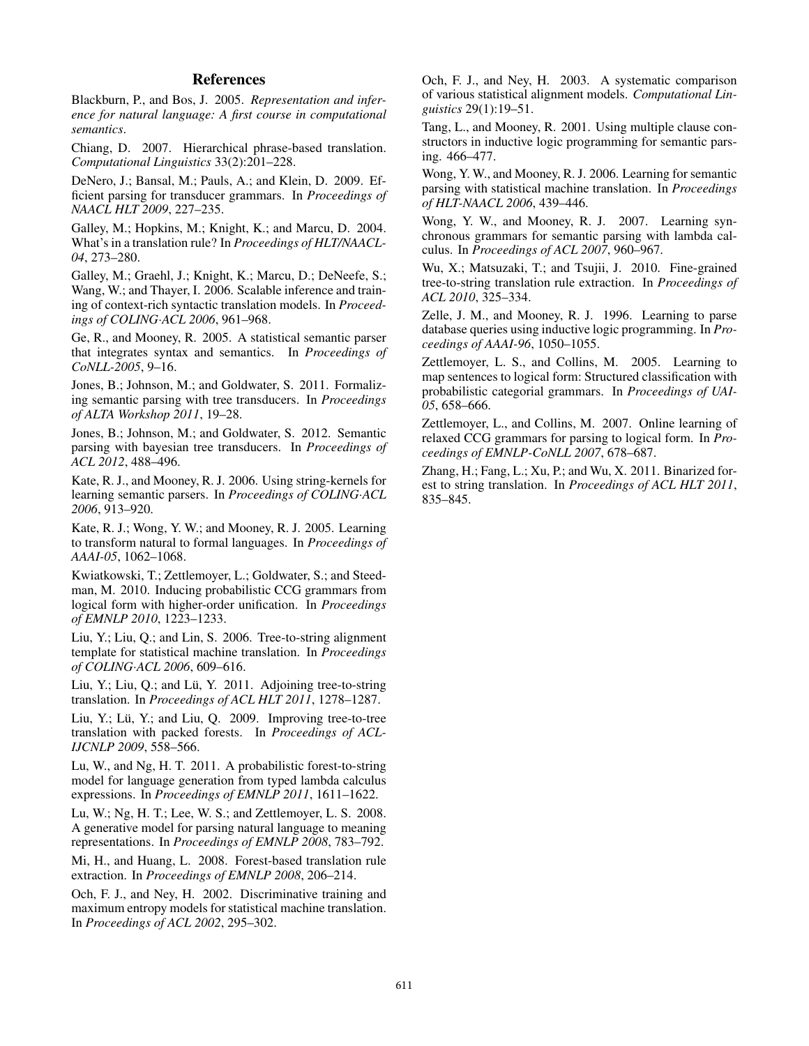## References

Blackburn, P., and Bos, J. 2005. *Representation and inference for natural language: A first course in computational semantics*.

Chiang, D. 2007. Hierarchical phrase-based translation. *Computational Linguistics* 33(2):201–228.

DeNero, J.; Bansal, M.; Pauls, A.; and Klein, D. 2009. Efficient parsing for transducer grammars. In *Proceedings of NAACL HLT 2009*, 227–235.

Galley, M.; Hopkins, M.; Knight, K.; and Marcu, D. 2004. What's in a translation rule? In *Proceedings of HLT/NAACL-04*, 273–280.

Galley, M.; Graehl, J.; Knight, K.; Marcu, D.; DeNeefe, S.; Wang, W.; and Thayer, I. 2006. Scalable inference and training of context-rich syntactic translation models. In *Proceedings of COLING·ACL 2006*, 961–968.

Ge, R., and Mooney, R. 2005. A statistical semantic parser that integrates syntax and semantics. In *Proceedings of CoNLL-2005*, 9–16.

Jones, B.; Johnson, M.; and Goldwater, S. 2011. Formalizing semantic parsing with tree transducers. In *Proceedings of ALTA Workshop 2011*, 19–28.

Jones, B.; Johnson, M.; and Goldwater, S. 2012. Semantic parsing with bayesian tree transducers. In *Proceedings of ACL 2012*, 488–496.

Kate, R. J., and Mooney, R. J. 2006. Using string-kernels for learning semantic parsers. In *Proceedings of COLING·ACL 2006*, 913–920.

Kate, R. J.; Wong, Y. W.; and Mooney, R. J. 2005. Learning to transform natural to formal languages. In *Proceedings of AAAI-05*, 1062–1068.

Kwiatkowski, T.; Zettlemoyer, L.; Goldwater, S.; and Steedman, M. 2010. Inducing probabilistic CCG grammars from logical form with higher-order unification. In *Proceedings of EMNLP 2010*, 1223–1233.

Liu, Y.; Liu, Q.; and Lin, S. 2006. Tree-to-string alignment template for statistical machine translation. In *Proceedings of COLING·ACL 2006*, 609–616.

Liu, Y.; Liu, Q.; and Lü, Y. 2011. Adjoining tree-to-string translation. In *Proceedings of ACL HLT 2011*, 1278–1287.

Liu, Y.; Lü, Y.; and Liu, Q. 2009. Improving tree-to-tree translation with packed forests. In *Proceedings of ACL-IJCNLP 2009*, 558–566.

Lu, W., and Ng, H. T. 2011. A probabilistic forest-to-string model for language generation from typed lambda calculus expressions. In *Proceedings of EMNLP 2011*, 1611–1622.

Lu, W.; Ng, H. T.; Lee, W. S.; and Zettlemoyer, L. S. 2008. A generative model for parsing natural language to meaning representations. In *Proceedings of EMNLP 2008*, 783–792.

Mi, H., and Huang, L. 2008. Forest-based translation rule extraction. In *Proceedings of EMNLP 2008*, 206–214.

Och, F. J., and Ney, H. 2002. Discriminative training and maximum entropy models for statistical machine translation. In *Proceedings of ACL 2002*, 295–302.

Och, F. J., and Ney, H. 2003. A systematic comparison of various statistical alignment models. *Computational Linguistics* 29(1):19–51.

Tang, L., and Mooney, R. 2001. Using multiple clause constructors in inductive logic programming for semantic parsing. 466–477.

Wong, Y. W., and Mooney, R. J. 2006. Learning for semantic parsing with statistical machine translation. In *Proceedings of HLT-NAACL 2006*, 439–446.

Wong, Y. W., and Mooney, R. J. 2007. Learning synchronous grammars for semantic parsing with lambda calculus. In *Proceedings of ACL 2007*, 960–967.

Wu, X.; Matsuzaki, T.; and Tsujii, J. 2010. Fine-grained tree-to-string translation rule extraction. In *Proceedings of ACL 2010*, 325–334.

Zelle, J. M., and Mooney, R. J. 1996. Learning to parse database queries using inductive logic programming. In *Proceedings of AAAI-96*, 1050–1055.

Zettlemoyer, L. S., and Collins, M. 2005. Learning to map sentences to logical form: Structured classification with probabilistic categorial grammars. In *Proceedings of UAI-05*, 658–666.

Zettlemoyer, L., and Collins, M. 2007. Online learning of relaxed CCG grammars for parsing to logical form. In *Proceedings of EMNLP-CoNLL 2007*, 678–687.

Zhang, H.; Fang, L.; Xu, P.; and Wu, X. 2011. Binarized forest to string translation. In *Proceedings of ACL HLT 2011*, 835–845.